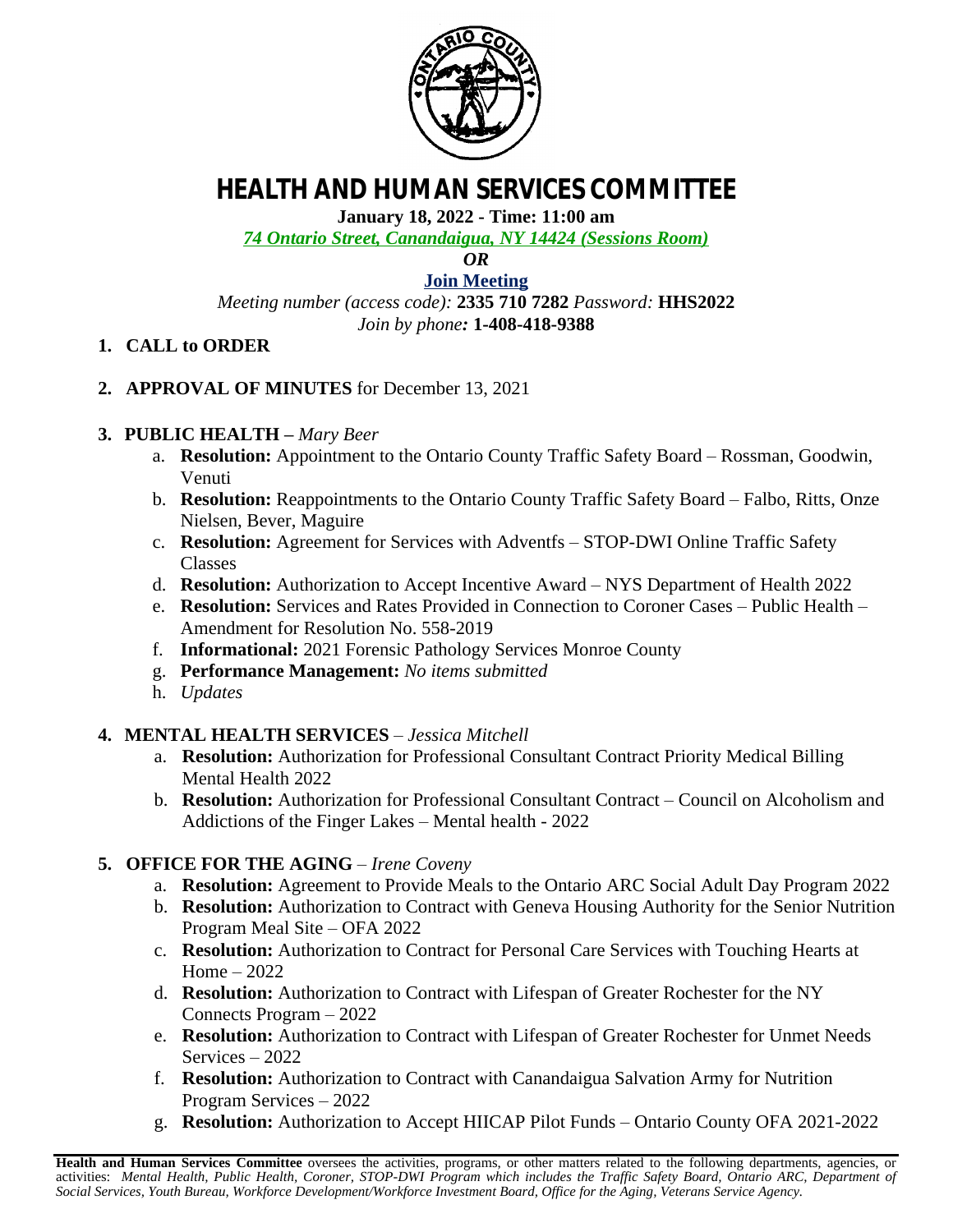# HEALTH AND HUMAN SERVICES COMMITTEE

**January 18, 2022 - Time: 11:00 am**

*74 Ontario Street, Canandaigua, NY 14424 (Sessions Room)*

***OR***

**Join Meeting**

*Meeting number (access code):* **2335 710 7282** *Password:* **HHS2022**

*Join by phone:* **1-408-418-9388**

1. **CALL to ORDER**

2. **APPROVAL OF MINUTES** for December 13, 2021

3. **PUBLIC HEALTH –** *Mary Beer*
   a. **Resolution:** Appointment to the Ontario County Traffic Safety Board – Rossman, Goodwin, Venuti
   b. **Resolution:** Reappointments to the Ontario County Traffic Safety Board – Falbo, Ritts, Onze Nielsen, Bever, Maguire
   c. **Resolution:** Agreement for Services with Adventfs – STOP-DWI Online Traffic Safety Classes
   d. **Resolution:** Authorization to Accept Incentive Award – NYS Department of Health 2022
   e. **Resolution:** Services and Rates Provided in Connection to Coroner Cases – Public Health – Amendment for Resolution No. 558-2019
   f. **Informational:** 2021 Forensic Pathology Services Monroe County
   g. **Performance Management:** *No items submitted*
   h. *Updates*

4. **MENTAL HEALTH SERVICES** – *Jessica Mitchell*
   a. **Resolution:** Authorization for Professional Consultant Contract Priority Medical Billing Mental Health 2022
   b. **Resolution:** Authorization for Professional Consultant Contract – Council on Alcoholism and Addictions of the Finger Lakes – Mental health - 2022

5. **OFFICE FOR THE AGING** – *Irene Coveny*
   a. **Resolution:** Agreement to Provide Meals to the Ontario ARC Social Adult Day Program 2022
   b. **Resolution:** Authorization to Contract with Geneva Housing Authority for the Senior Nutrition Program Meal Site – OFA 2022
   c. **Resolution:** Authorization to Contract for Personal Care Services with Touching Hearts at Home – 2022
   d. **Resolution:** Authorization to Contract with Lifespan of Greater Rochester for the NY Connects Program – 2022
   e. **Resolution:** Authorization to Contract with Lifespan of Greater Rochester for Unmet Needs Services – 2022
   f. **Resolution:** Authorization to Contract with Canandaigua Salvation Army for Nutrition Program Services – 2022
   g. **Resolution:** Authorization to Accept HIICAP Pilot Funds – Ontario County OFA 2021-2022

---

**Health and Human Services Committee** oversees the activities, programs, or other matters related to the following departments, agencies, or activities: *Mental Health, Public Health, Coroner, STOP-DWI Program which includes the Traffic Safety Board, Ontario ARC, Department of Social Services, Youth Bureau, Workforce Development/Workforce Investment Board, Office for the Aging, Veterans Service Agency.*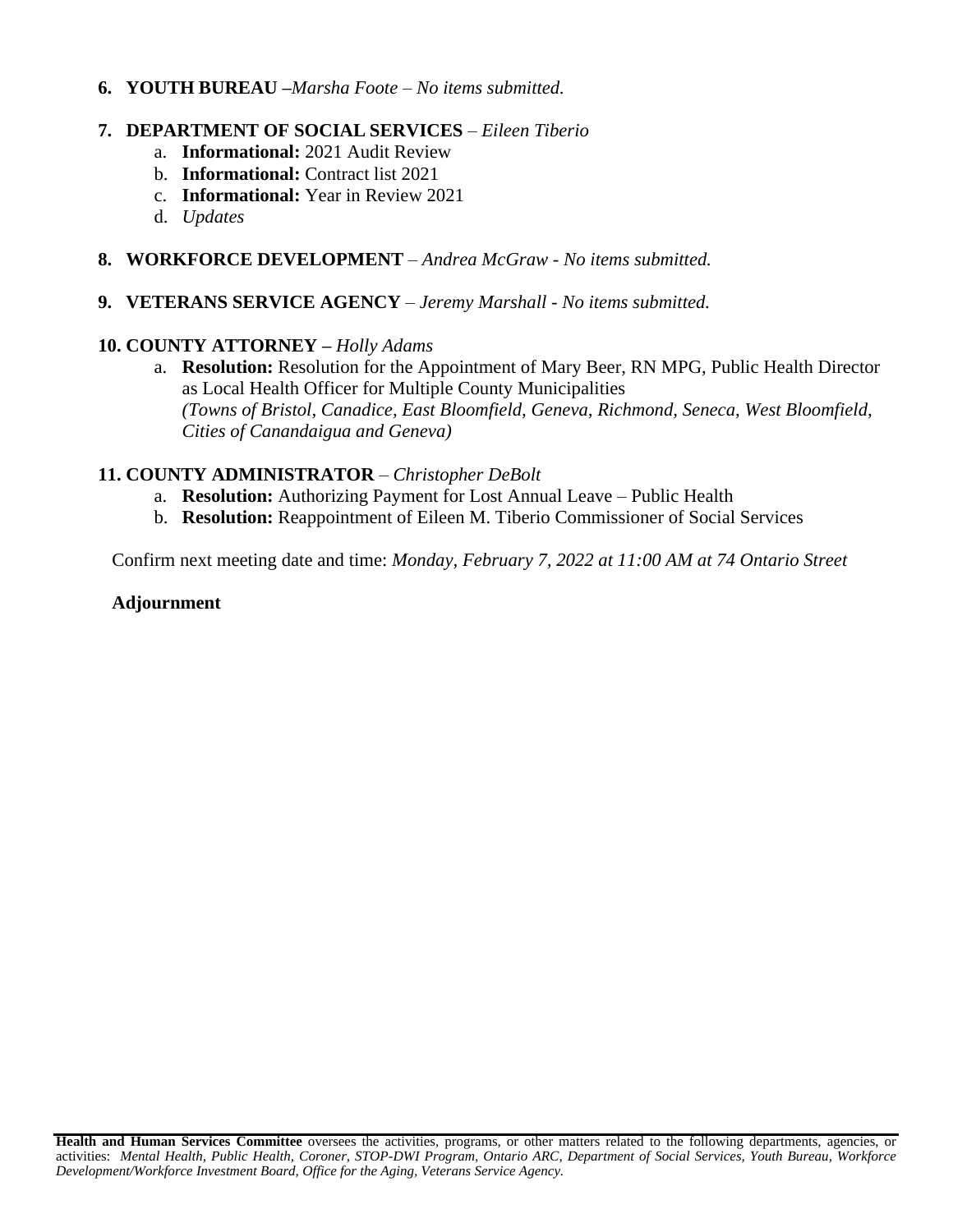6. **YOUTH BUREAU –***Marsha Foote – No items submitted.*

7. **DEPARTMENT OF SOCIAL SERVICES** – *Eileen Tiberio*
   a. **Informational:** 2021 Audit Review
   b. **Informational:** Contract list 2021
   c. **Informational:** Year in Review 2021
   d. *Updates*

8. **WORKFORCE DEVELOPMENT** – *Andrea McGraw - No items submitted.*

9. **VETERANS SERVICE AGENCY** – *Jeremy Marshall - No items submitted.*

10. **COUNTY ATTORNEY –** *Holly Adams*
    a. **Resolution:** Resolution for the Appointment of Mary Beer, RN MPG, Public Health Director as Local Health Officer for Multiple County Municipalities
    *(Towns of Bristol, Canadice, East Bloomfield, Geneva, Richmond, Seneca, West Bloomfield, Cities of Canandaigua and Geneva)*

11. **COUNTY ADMINISTRATOR** – *Christopher DeBolt*
    a. **Resolution:** Authorizing Payment for Lost Annual Leave – Public Health
    b. **Resolution:** Reappointment of Eileen M. Tiberio Commissioner of Social Services

Confirm next meeting date and time: *Monday, February 7, 2022 at 11:00 AM at 74 Ontario Street*

**Adjournment**

**Health and Human Services Committee** oversees the activities, programs, or other matters related to the following departments, agencies, or activities: *Mental Health, Public Health, Coroner, STOP-DWI Program, Ontario ARC, Department of Social Services, Youth Bureau, Workforce Development/Workforce Investment Board, Office for the Aging, Veterans Service Agency.*